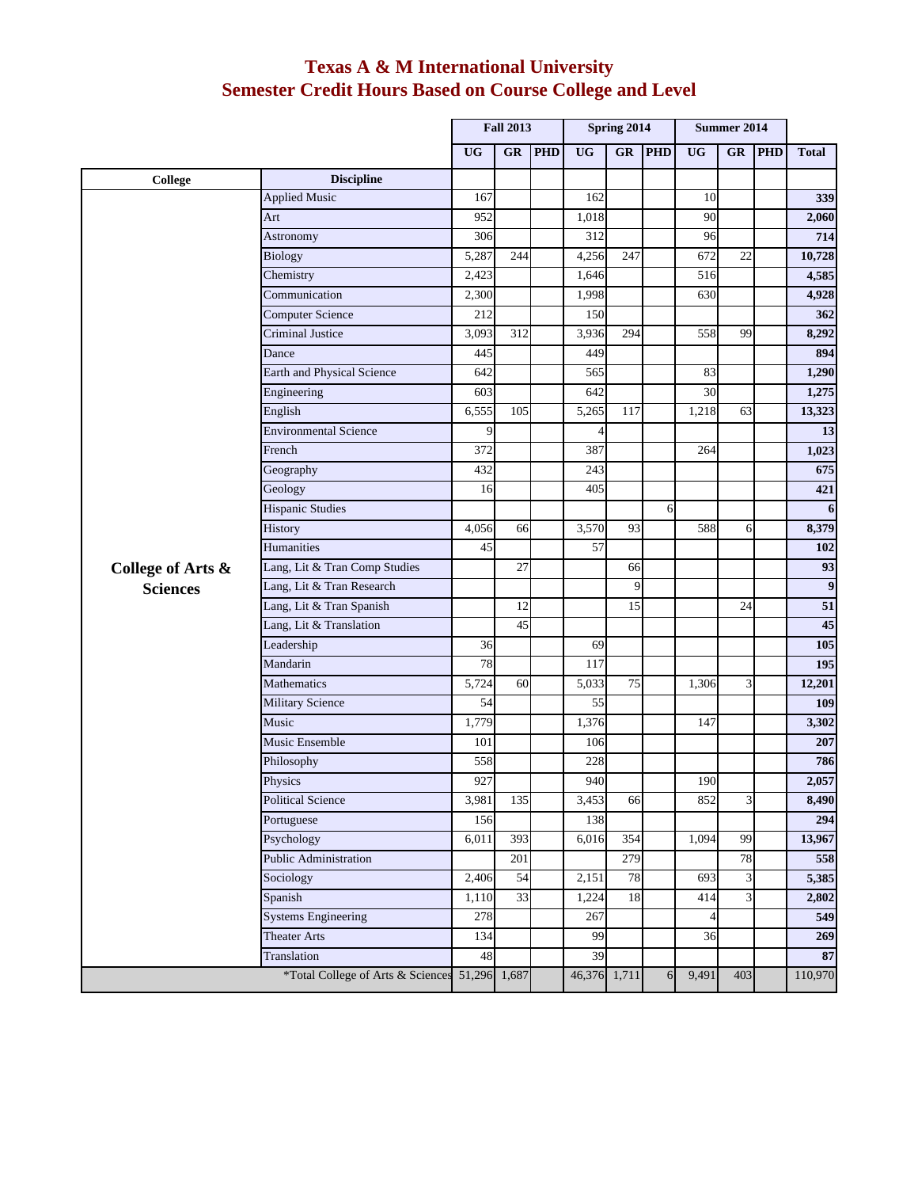# Texas A & M International University
## Semester Credit Hours Based on Course College and Level

| College | Discipline | Fall 2013 | | | Spring 2014 | | | Summer 2014 | | | |
|---|---|---|---|---|---|---|---|---|---|---|---|
| | | UG | GR | PHD | UG | GR | PHD | UG | GR | PHD | Total |
| College of Arts & Sciences | Applied Music | 167 | | | 162 | | | 10 | | | **339** |
| | Art | 952 | | | 1,018 | | | 90 | | | **2,060** |
| | Astronomy | 306 | | | 312 | | | 96 | | | **714** |
| | Biology | 5,287 | 244 | | 4,256 | 247 | | 672 | 22 | | **10,728** |
| | Chemistry | 2,423 | | | 1,646 | | | 516 | | | **4,585** |
| | Communication | 2,300 | | | 1,998 | | | 630 | | | **4,928** |
| | Computer Science | 212 | | | 150 | | | | | | **362** |
| | Criminal Justice | 3,093 | 312 | | 3,936 | 294 | | 558 | 99 | | **8,292** |
| | Dance | 445 | | | 449 | | | | | | **894** |
| | Earth and Physical Science | 642 | | | 565 | | | 83 | | | **1,290** |
| | Engineering | 603 | | | 642 | | | 30 | | | **1,275** |
| | English | 6,555 | 105 | | 5,265 | 117 | | 1,218 | 63 | | **13,323** |
| | Environmental Science | 9 | | | 4 | | | | | | **13** |
| | French | 372 | | | 387 | | | 264 | | | **1,023** |
| | Geography | 432 | | | 243 | | | | | | **675** |
| | Geology | 16 | | | 405 | | | | | | **421** |
| | Hispanic Studies | | | | | | 6 | | | | **6** |
| | History | 4,056 | 66 | | 3,570 | 93 | | 588 | 6 | | **8,379** |
| | Humanities | 45 | | | 57 | | | | | | **102** |
| | Lang, Lit & Tran Comp Studies | | 27 | | | 66 | | | | | **93** |
| | Lang, Lit & Tran Research | | | | | 9 | | | | | **9** |
| | Lang, Lit & Tran Spanish | | 12 | | | 15 | | | 24 | | **51** |
| | Lang, Lit & Translation | | 45 | | | | | | | | **45** |
| | Leadership | 36 | | | 69 | | | | | | **105** |
| | Mandarin | 78 | | | 117 | | | | | | **195** |
| | Mathematics | 5,724 | 60 | | 5,033 | 75 | | 1,306 | 3 | | **12,201** |
| | Military Science | 54 | | | 55 | | | | | | **109** |
| | Music | 1,779 | | | 1,376 | | | 147 | | | **3,302** |
| | Music Ensemble | 101 | | | 106 | | | | | | **207** |
| | Philosophy | 558 | | | 228 | | | | | | **786** |
| | Physics | 927 | | | 940 | | | 190 | | | **2,057** |
| | Political Science | 3,981 | 135 | | 3,453 | 66 | | 852 | 3 | | **8,490** |
| | Portuguese | 156 | | | 138 | | | | | | **294** |
| | Psychology | 6,011 | 393 | | 6,016 | 354 | | 1,094 | 99 | | **13,967** |
| | Public Administration | | 201 | | | 279 | | | 78 | | **558** |
| | Sociology | 2,406 | 54 | | 2,151 | 78 | | 693 | 3 | | **5,385** |
| | Spanish | 1,110 | 33 | | 1,224 | 18 | | 414 | 3 | | **2,802** |
| | Systems Engineering | 278 | | | 267 | | | 4 | | | **549** |
| | Theater Arts | 134 | | | 99 | | | 36 | | | **269** |
| | Translation | 48 | | | 39 | | | | | | **87** |
| | *Total College of Arts & Sciences | 51,296 | 1,687 | | 46,376 | 1,711 | 6 | 9,491 | 403 | | 110,970 |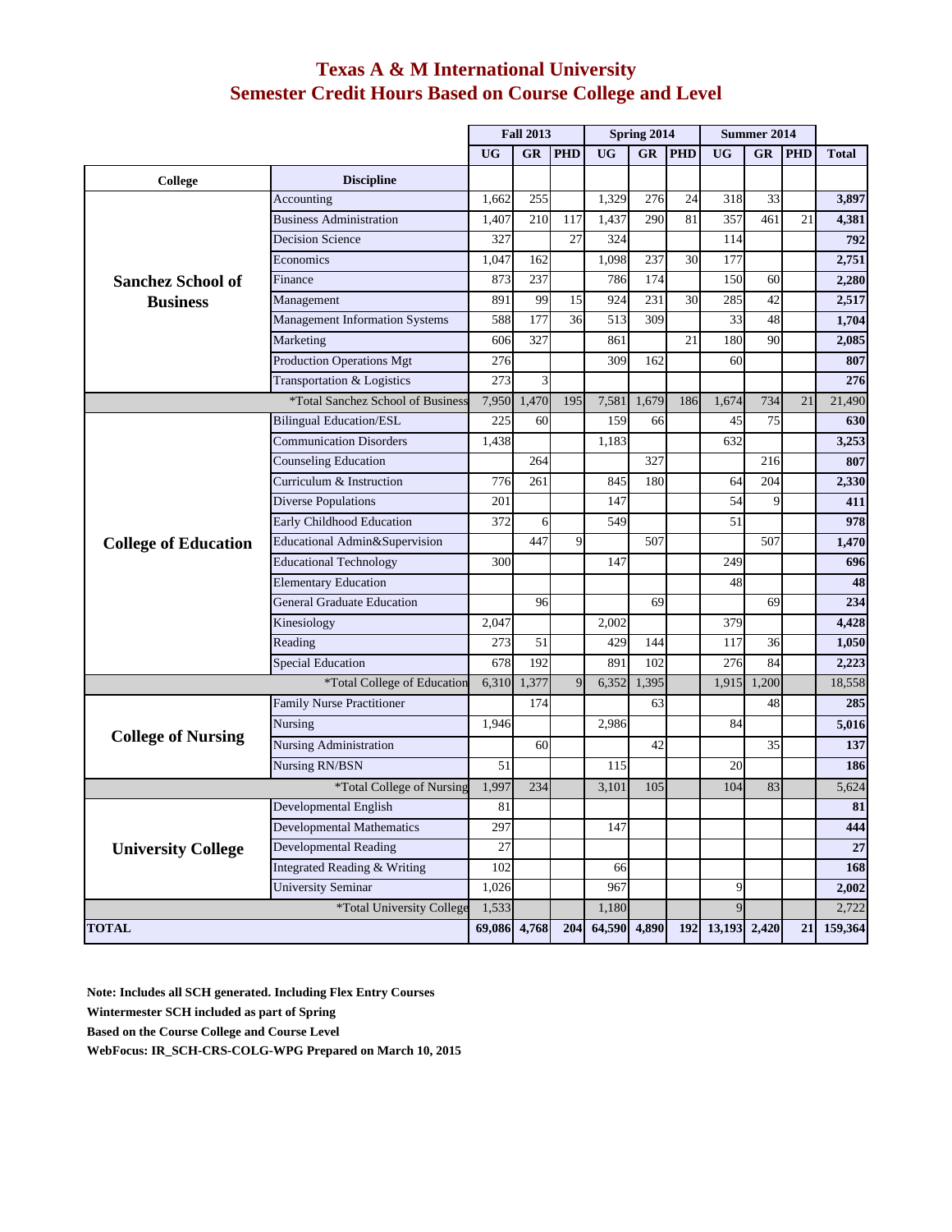# Texas A & M International University
## Semester Credit Hours Based on Course College and Level

| | | Fall 2013 | | | Spring 2014 | | | Summer 2014 | | | |
|---|---|---|---|---|---|---|---|---|---|---|---|
| | | UG | GR | PHD | UG | GR | PHD | UG | GR | PHD | Total |
| **College** | **Discipline** | | | | | | | | | | |
| **Sanchez School of Business** | Accounting | 1,662 | 255 | | 1,329 | 276 | 24 | 318 | 33 | | **3,897** |
| | Business Administration | 1,407 | 210 | 117 | 1,437 | 290 | 81 | 357 | 461 | 21 | **4,381** |
| | Decision Science | 327 | | 27 | 324 | | | 114 | | | **792** |
| | Economics | 1,047 | 162 | | 1,098 | 237 | 30 | 177 | | | **2,751** |
| | Finance | 873 | 237 | | 786 | 174 | | 150 | 60 | | **2,280** |
| | Management | 891 | 99 | 15 | 924 | 231 | 30 | 285 | 42 | | **2,517** |
| | Management Information Systems | 588 | 177 | 36 | 513 | 309 | | 33 | 48 | | **1,704** |
| | Marketing | 606 | 327 | | 861 | | 21 | 180 | 90 | | **2,085** |
| | Production Operations Mgt | 276 | | | 309 | 162 | | 60 | | | **807** |
| | Transportation & Logistics | 273 | 3 | | | | | | | | **276** |
| | *Total Sanchez School of Business | 7,950 | 1,470 | 195 | 7,581 | 1,679 | 186 | 1,674 | 734 | 21 | 21,490 |
| **College of Education** | Bilingual Education/ESL | 225 | 60 | | 159 | 66 | | 45 | 75 | | **630** |
| | Communication Disorders | 1,438 | | | 1,183 | | | 632 | | | **3,253** |
| | Counseling Education | | 264 | | | 327 | | | 216 | | **807** |
| | Curriculum & Instruction | 776 | 261 | | 845 | 180 | | 64 | 204 | | **2,330** |
| | Diverse Populations | 201 | | | 147 | | | 54 | 9 | | **411** |
| | Early Childhood Education | 372 | 6 | | 549 | | | 51 | | | **978** |
| | Educational Admin&Supervision | | 447 | 9 | | 507 | | | 507 | | **1,470** |
| | Educational Technology | 300 | | | 147 | | | 249 | | | **696** |
| | Elementary Education | | | | | | | 48 | | | **48** |
| | General Graduate Education | | 96 | | | 69 | | | 69 | | **234** |
| | Kinesiology | 2,047 | | | 2,002 | | | 379 | | | **4,428** |
| | Reading | 273 | 51 | | 429 | 144 | | 117 | 36 | | **1,050** |
| | Special Education | 678 | 192 | | 891 | 102 | | 276 | 84 | | **2,223** |
| | *Total College of Education | 6,310 | 1,377 | 9 | 6,352 | 1,395 | | 1,915 | 1,200 | | 18,558 |
| **College of Nursing** | Family Nurse Practitioner | | 174 | | | 63 | | | 48 | | **285** |
| | Nursing | 1,946 | | | 2,986 | | | 84 | | | **5,016** |
| | Nursing Administration | | 60 | | | 42 | | | 35 | | **137** |
| | Nursing RN/BSN | 51 | | | 115 | | | 20 | | | **186** |
| | *Total College of Nursing | 1,997 | 234 | | 3,101 | 105 | | 104 | 83 | | 5,624 |
| **University College** | Developmental English | 81 | | | | | | | | | **81** |
| | Developmental Mathematics | 297 | | | 147 | | | | | | **444** |
| | Developmental Reading | 27 | | | | | | | | | **27** |
| | Integrated Reading & Writing | 102 | | | 66 | | | | | | **168** |
| | University Seminar | 1,026 | | | 967 | | | 9 | | | **2,002** |
| | *Total University College | 1,533 | | | 1,180 | | | 9 | | | 2,722 |
| **TOTAL** | | **69,086** | **4,768** | **204** | **64,590** | **4,890** | **192** | **13,193** | **2,420** | **21** | **159,364** |

**Note: Includes all SCH generated. Including Flex Entry Courses**

**Wintermester SCH included as part of Spring**

**Based on the Course College and Course Level**

**WebFocus: IR_SCH-CRS-COLG-WPG Prepared on March 10, 2015**